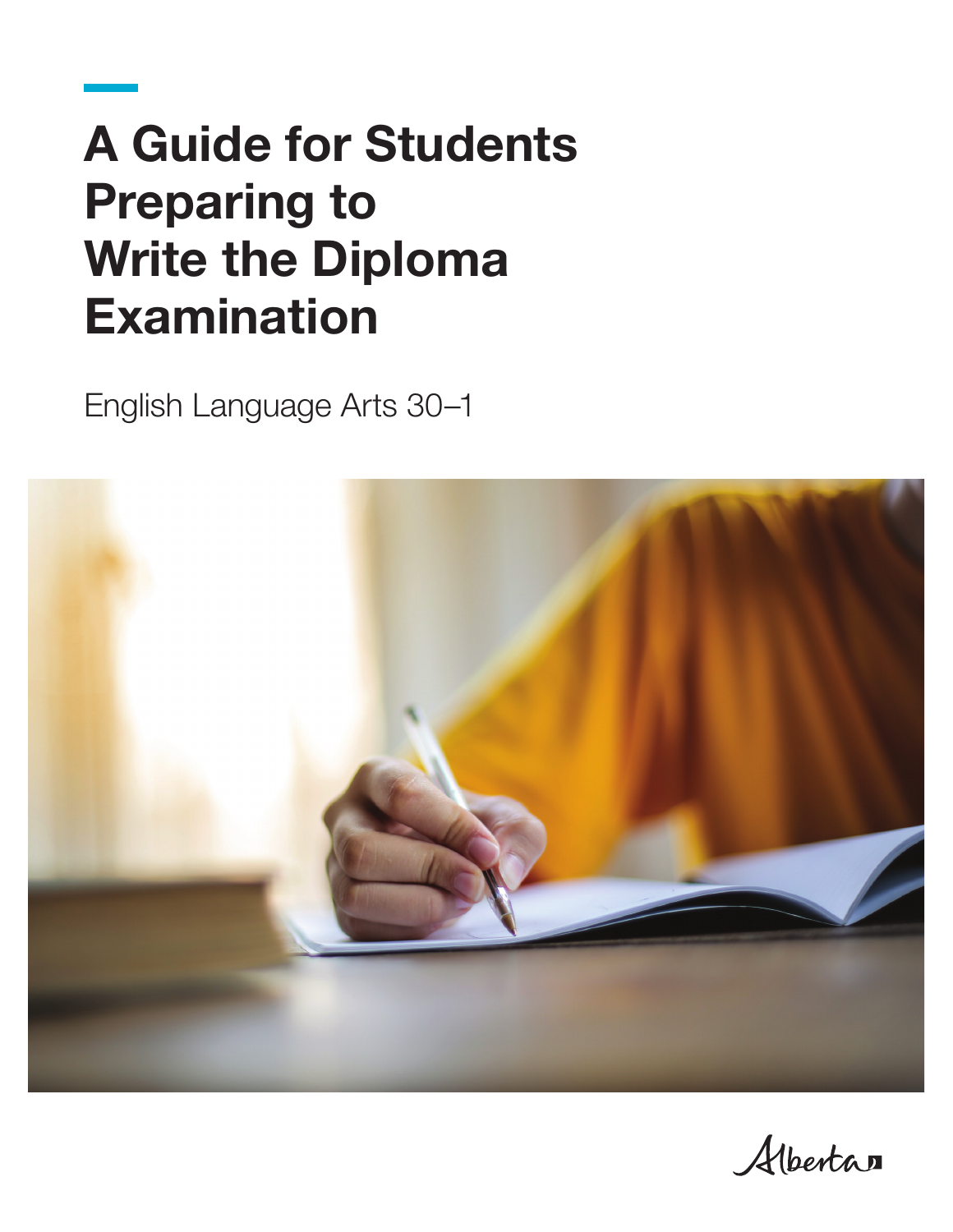# A Guide for Students Preparing to Write the Diploma Examination

English Language Arts 30–1

Alberta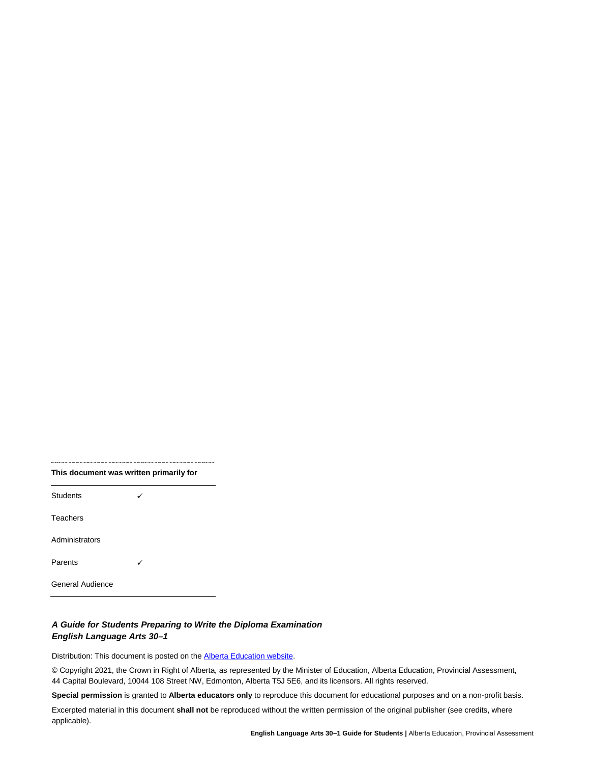**This document was written primarily for**

| | |
|---|---|
| Students | ✓ |
| Teachers | |
| Administrators | |
| Parents | ✓ |
| General Audience | |

***A Guide for Students Preparing to Write the Diploma Examination***
***English Language Arts 30–1***

Distribution: This document is posted on the Alberta Education website.

© Copyright 2021, the Crown in Right of Alberta, as represented by the Minister of Education, Alberta Education, Provincial Assessment, 44 Capital Boulevard, 10044 108 Street NW, Edmonton, Alberta T5J 5E6, and its licensors. All rights reserved.

**Special permission** is granted to **Alberta educators only** to reproduce this document for educational purposes and on a non-profit basis.

Excerpted material in this document **shall not** be reproduced without the written permission of the original publisher (see credits, where applicable).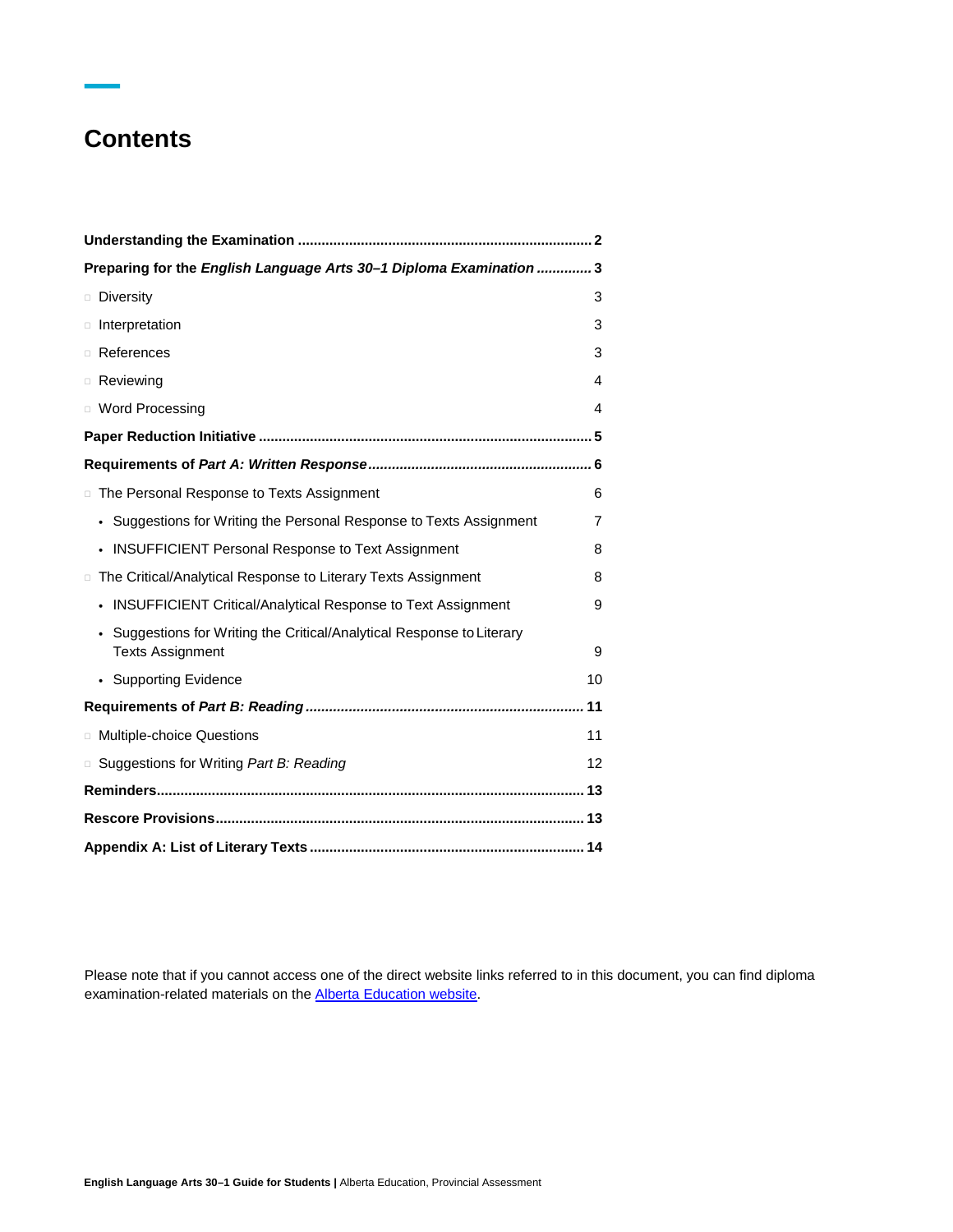# Contents

| | |
|---|---|
| **Understanding the Examination** | **2** |
| **Preparing for the *English Language Arts 30–1 Diploma Examination*** | **3** |
| Diversity | 3 |
| Interpretation | 3 |
| References | 3 |
| Reviewing | 4 |
| Word Processing | 4 |
| **Paper Reduction Initiative** | **5** |
| **Requirements of *Part A: Written Response*** | **6** |
| The Personal Response to Texts Assignment | 6 |
| • Suggestions for Writing the Personal Response to Texts Assignment | 7 |
| • INSUFFICIENT Personal Response to Text Assignment | 8 |
| The Critical/Analytical Response to Literary Texts Assignment | 8 |
| • INSUFFICIENT Critical/Analytical Response to Text Assignment | 9 |
| • Suggestions for Writing the Critical/Analytical Response to Literary Texts Assignment | 9 |
| • Supporting Evidence | 10 |
| **Requirements of *Part B: Reading*** | **11** |
| Multiple-choice Questions | 11 |
| Suggestions for Writing *Part B: Reading* | 12 |
| **Reminders** | **13** |
| **Rescore Provisions** | **13** |
| **Appendix A: List of Literary Texts** | **14** |

Please note that if you cannot access one of the direct website links referred to in this document, you can find diploma examination-related materials on the Alberta Education website.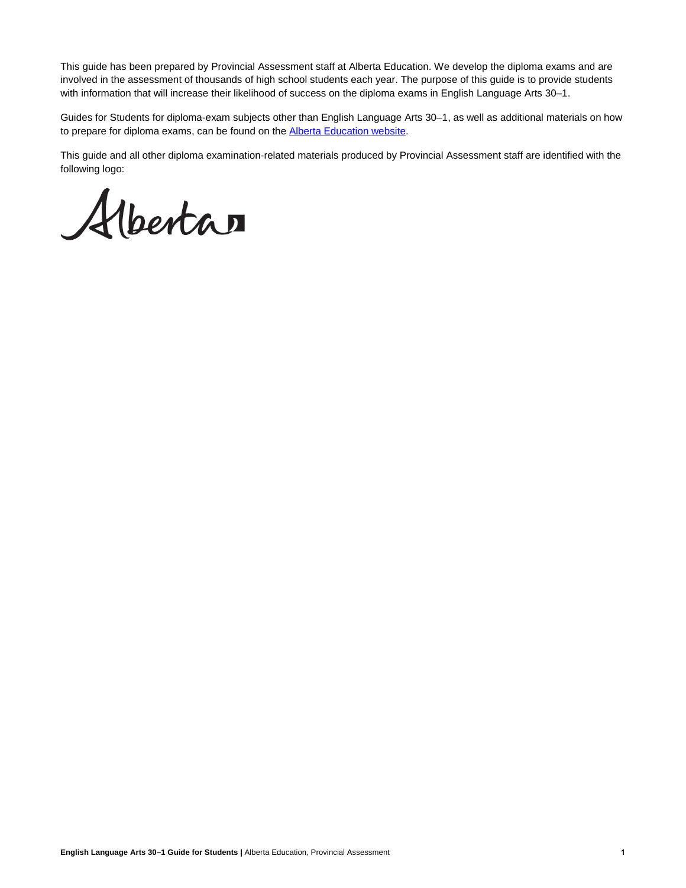This guide has been prepared by Provincial Assessment staff at Alberta Education. We develop the diploma exams and are involved in the assessment of thousands of high school students each year. The purpose of this guide is to provide students with information that will increase their likelihood of success on the diploma exams in English Language Arts 30–1.

Guides for Students for diploma-exam subjects other than English Language Arts 30–1, as well as additional materials on how to prepare for diploma exams, can be found on the [Alberta Education website](Alberta Education website).

This guide and all other diploma examination-related materials produced by Provincial Assessment staff are identified with the following logo:

Alberta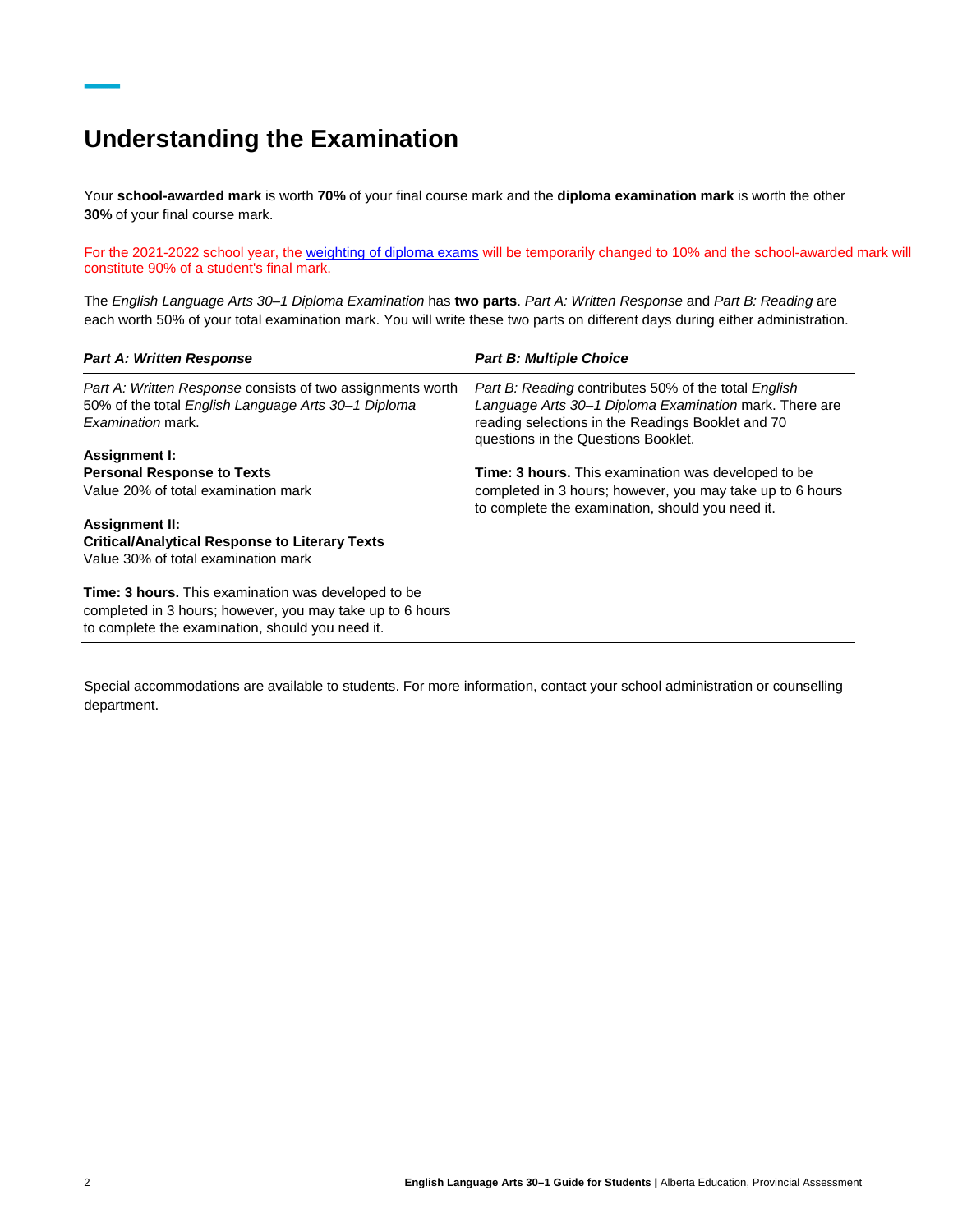## Understanding the Examination

Your **school-awarded mark** is worth **70%** of your final course mark and the **diploma examination mark** is worth the other **30%** of your final course mark.

For the 2021-2022 school year, the weighting of diploma exams will be temporarily changed to 10% and the school-awarded mark will constitute 90% of a student's final mark.

The *English Language Arts 30–1 Diploma Examination* has **two parts**. *Part A: Written Response* and *Part B: Reading* are each worth 50% of your total examination mark. You will write these two parts on different days during either administration.

| ***Part A: Written Response*** | ***Part B: Multiple Choice*** |
| --- | --- |
| *Part A: Written Response* consists of two assignments worth 50% of the total *English Language Arts 30–1 Diploma Examination* mark.<br><br>**Assignment I:**<br>**Personal Response to Texts**<br>Value 20% of total examination mark<br><br>**Assignment II:**<br>**Critical/Analytical Response to Literary Texts**<br>Value 30% of total examination mark<br><br>**Time: 3 hours.** This examination was developed to be completed in 3 hours; however, you may take up to 6 hours to complete the examination, should you need it. | *Part B: Reading* contributes 50% of the total *English Language Arts 30–1 Diploma Examination* mark. There are reading selections in the Readings Booklet and 70 questions in the Questions Booklet.<br><br>**Time: 3 hours.** This examination was developed to be completed in 3 hours; however, you may take up to 6 hours to complete the examination, should you need it. |

Special accommodations are available to students. For more information, contact your school administration or counselling department.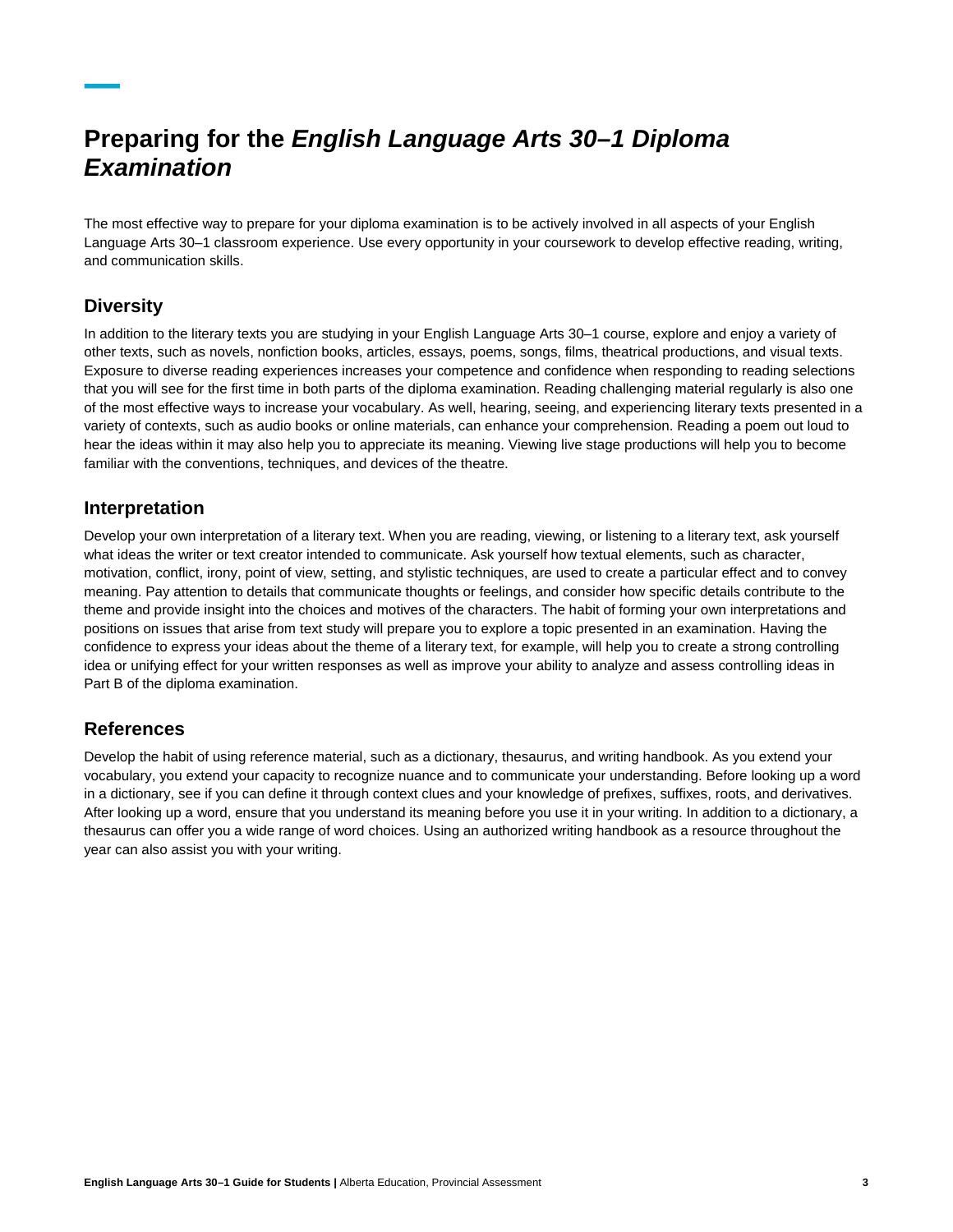# Preparing for the *English Language Arts 30–1 Diploma Examination*

The most effective way to prepare for your diploma examination is to be actively involved in all aspects of your English Language Arts 30–1 classroom experience. Use every opportunity in your coursework to develop effective reading, writing, and communication skills.

## Diversity

In addition to the literary texts you are studying in your English Language Arts 30–1 course, explore and enjoy a variety of other texts, such as novels, nonfiction books, articles, essays, poems, songs, films, theatrical productions, and visual texts. Exposure to diverse reading experiences increases your competence and confidence when responding to reading selections that you will see for the first time in both parts of the diploma examination. Reading challenging material regularly is also one of the most effective ways to increase your vocabulary. As well, hearing, seeing, and experiencing literary texts presented in a variety of contexts, such as audio books or online materials, can enhance your comprehension. Reading a poem out loud to hear the ideas within it may also help you to appreciate its meaning. Viewing live stage productions will help you to become familiar with the conventions, techniques, and devices of the theatre.

## Interpretation

Develop your own interpretation of a literary text. When you are reading, viewing, or listening to a literary text, ask yourself what ideas the writer or text creator intended to communicate. Ask yourself how textual elements, such as character, motivation, conflict, irony, point of view, setting, and stylistic techniques, are used to create a particular effect and to convey meaning. Pay attention to details that communicate thoughts or feelings, and consider how specific details contribute to the theme and provide insight into the choices and motives of the characters. The habit of forming your own interpretations and positions on issues that arise from text study will prepare you to explore a topic presented in an examination. Having the confidence to express your ideas about the theme of a literary text, for example, will help you to create a strong controlling idea or unifying effect for your written responses as well as improve your ability to analyze and assess controlling ideas in Part B of the diploma examination.

## References

Develop the habit of using reference material, such as a dictionary, thesaurus, and writing handbook. As you extend your vocabulary, you extend your capacity to recognize nuance and to communicate your understanding. Before looking up a word in a dictionary, see if you can define it through context clues and your knowledge of prefixes, suffixes, roots, and derivatives. After looking up a word, ensure that you understand its meaning before you use it in your writing. In addition to a dictionary, a thesaurus can offer you a wide range of word choices. Using an authorized writing handbook as a resource throughout the year can also assist you with your writing.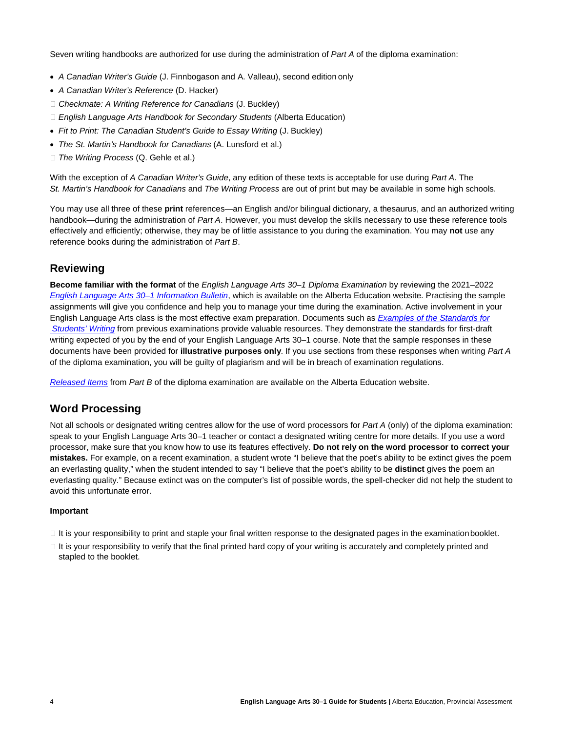Seven writing handbooks are authorized for use during the administration of *Part A* of the diploma examination:

- *A Canadian Writer's Guide* (J. Finnbogason and A. Valleau), second edition only
- *A Canadian Writer's Reference* (D. Hacker)
- *Checkmate: A Writing Reference for Canadians* (J. Buckley)
- *English Language Arts Handbook for Secondary Students* (Alberta Education)
- *Fit to Print: The Canadian Student's Guide to Essay Writing* (J. Buckley)
- *The St. Martin's Handbook for Canadians* (A. Lunsford et al.)
- *The Writing Process* (Q. Gehle et al.)

With the exception of *A Canadian Writer's Guide*, any edition of these texts is acceptable for use during *Part A*. The *St. Martin's Handbook for Canadians* and *The Writing Process* are out of print but may be available in some high schools.

You may use all three of these **print** references—an English and/or bilingual dictionary, a thesaurus, and an authorized writing handbook—during the administration of *Part A*. However, you must develop the skills necessary to use these reference tools effectively and efficiently; otherwise, they may be of little assistance to you during the examination. You may **not** use any reference books during the administration of *Part B*.

## Reviewing

**Become familiar with the format** of the *English Language Arts 30–1 Diploma Examination* by reviewing the 2021–2022 *English Language Arts 30–1 Information Bulletin*, which is available on the Alberta Education website. Practising the sample assignments will give you confidence and help you to manage your time during the examination. Active involvement in your English Language Arts class is the most effective exam preparation. Documents such as *Examples of the Standards for Students' Writing* from previous examinations provide valuable resources. They demonstrate the standards for first-draft writing expected of you by the end of your English Language Arts 30–1 course. Note that the sample responses in these documents have been provided for **illustrative purposes only**. If you use sections from these responses when writing *Part A* of the diploma examination, you will be guilty of plagiarism and will be in breach of examination regulations.

*Released Items* from *Part B* of the diploma examination are available on the Alberta Education website.

## Word Processing

Not all schools or designated writing centres allow for the use of word processors for *Part A* (only) of the diploma examination: speak to your English Language Arts 30–1 teacher or contact a designated writing centre for more details. If you use a word processor, make sure that you know how to use its features effectively. **Do not rely on the word processor to correct your mistakes.** For example, on a recent examination, a student wrote "I believe that the poet's ability to be extinct gives the poem an everlasting quality," when the student intended to say "I believe that the poet's ability to be **distinct** gives the poem an everlasting quality." Because extinct was on the computer's list of possible words, the spell-checker did not help the student to avoid this unfortunate error.

**Important**

- It is your responsibility to print and staple your final written response to the designated pages in the examination booklet.
- It is your responsibility to verify that the final printed hard copy of your writing is accurately and completely printed and stapled to the booklet.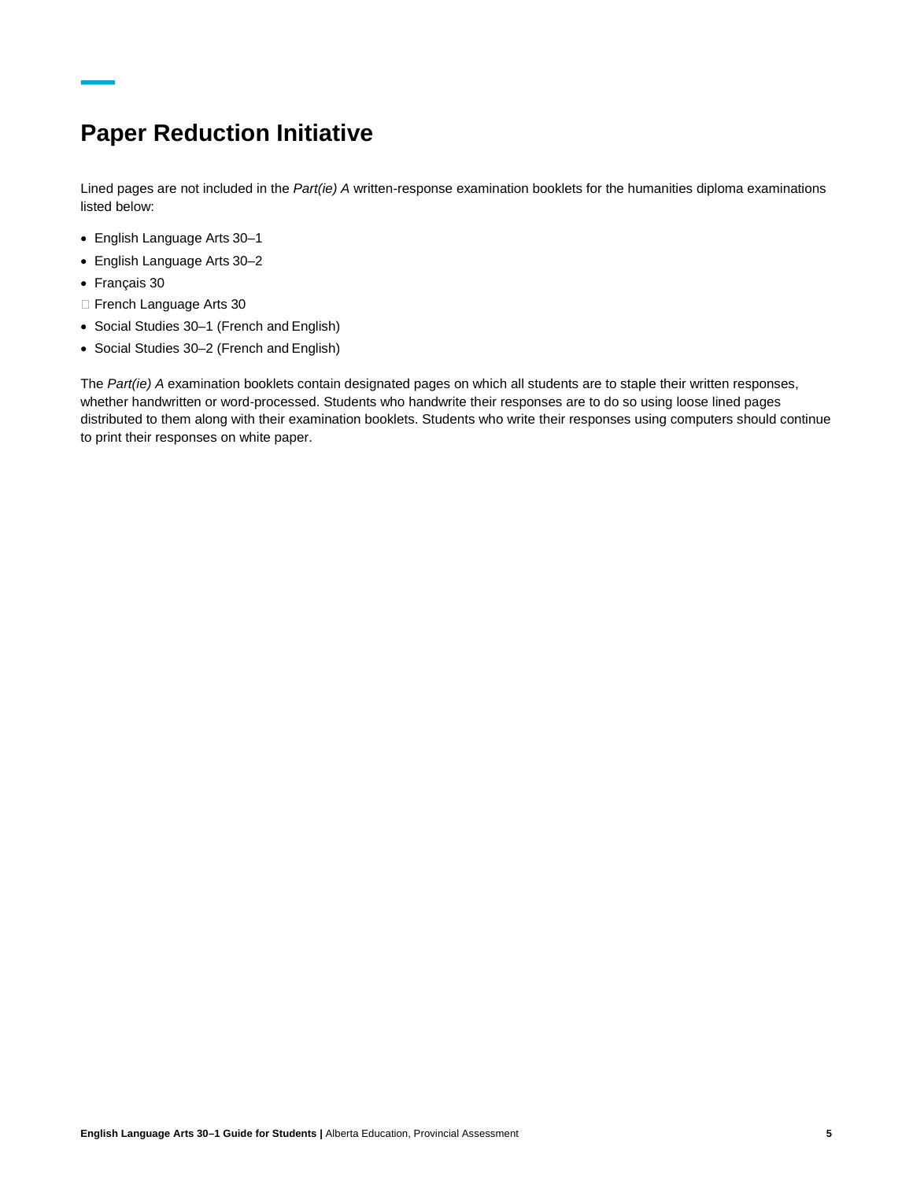# Paper Reduction Initiative

Lined pages are not included in the *Part(ie) A* written-response examination booklets for the humanities diploma examinations listed below:

- English Language Arts 30–1
- English Language Arts 30–2
- Français 30
- French Language Arts 30
- Social Studies 30–1 (French and English)
- Social Studies 30–2 (French and English)

The *Part(ie) A* examination booklets contain designated pages on which all students are to staple their written responses, whether handwritten or word-processed. Students who handwrite their responses are to do so using loose lined pages distributed to them along with their examination booklets. Students who write their responses using computers should continue to print their responses on white paper.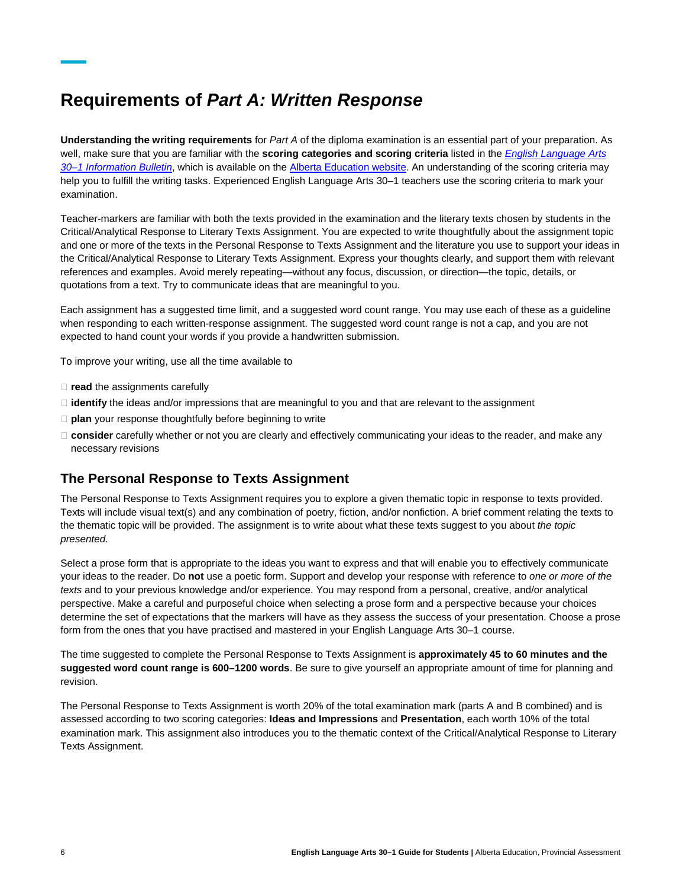# Requirements of *Part A: Written Response*

**Understanding the writing requirements** for *Part A* of the diploma examination is an essential part of your preparation. As well, make sure that you are familiar with the **scoring categories and scoring criteria** listed in the [*English Language Arts 30–1 Information Bulletin*](), which is available on the [Alberta Education website](). An understanding of the scoring criteria may help you to fulfill the writing tasks. Experienced English Language Arts 30–1 teachers use the scoring criteria to mark your examination.

Teacher-markers are familiar with both the texts provided in the examination and the literary texts chosen by students in the Critical/Analytical Response to Literary Texts Assignment. You are expected to write thoughtfully about the assignment topic and one or more of the texts in the Personal Response to Texts Assignment and the literature you use to support your ideas in the Critical/Analytical Response to Literary Texts Assignment. Express your thoughts clearly, and support them with relevant references and examples. Avoid merely repeating—without any focus, discussion, or direction—the topic, details, or quotations from a text. Try to communicate ideas that are meaningful to you.

Each assignment has a suggested time limit, and a suggested word count range. You may use each of these as a guideline when responding to each written-response assignment. The suggested word count range is not a cap, and you are not expected to hand count your words if you provide a handwritten submission.

To improve your writing, use all the time available to

- **read** the assignments carefully
- **identify** the ideas and/or impressions that are meaningful to you and that are relevant to the assignment
- **plan** your response thoughtfully before beginning to write
- **consider** carefully whether or not you are clearly and effectively communicating your ideas to the reader, and make any necessary revisions

## The Personal Response to Texts Assignment

The Personal Response to Texts Assignment requires you to explore a given thematic topic in response to texts provided. Texts will include visual text(s) and any combination of poetry, fiction, and/or nonfiction. A brief comment relating the texts to the thematic topic will be provided. The assignment is to write about what these texts suggest to you about *the topic presented*.

Select a prose form that is appropriate to the ideas you want to express and that will enable you to effectively communicate your ideas to the reader. Do **not** use a poetic form. Support and develop your response with reference to *one or more of the texts* and to your previous knowledge and/or experience. You may respond from a personal, creative, and/or analytical perspective. Make a careful and purposeful choice when selecting a prose form and a perspective because your choices determine the set of expectations that the markers will have as they assess the success of your presentation. Choose a prose form from the ones that you have practised and mastered in your English Language Arts 30–1 course.

The time suggested to complete the Personal Response to Texts Assignment is **approximately 45 to 60 minutes and the suggested word count range is 600–1200 words**. Be sure to give yourself an appropriate amount of time for planning and revision.

The Personal Response to Texts Assignment is worth 20% of the total examination mark (parts A and B combined) and is assessed according to two scoring categories: **Ideas and Impressions** and **Presentation**, each worth 10% of the total examination mark. This assignment also introduces you to the thematic context of the Critical/Analytical Response to Literary Texts Assignment.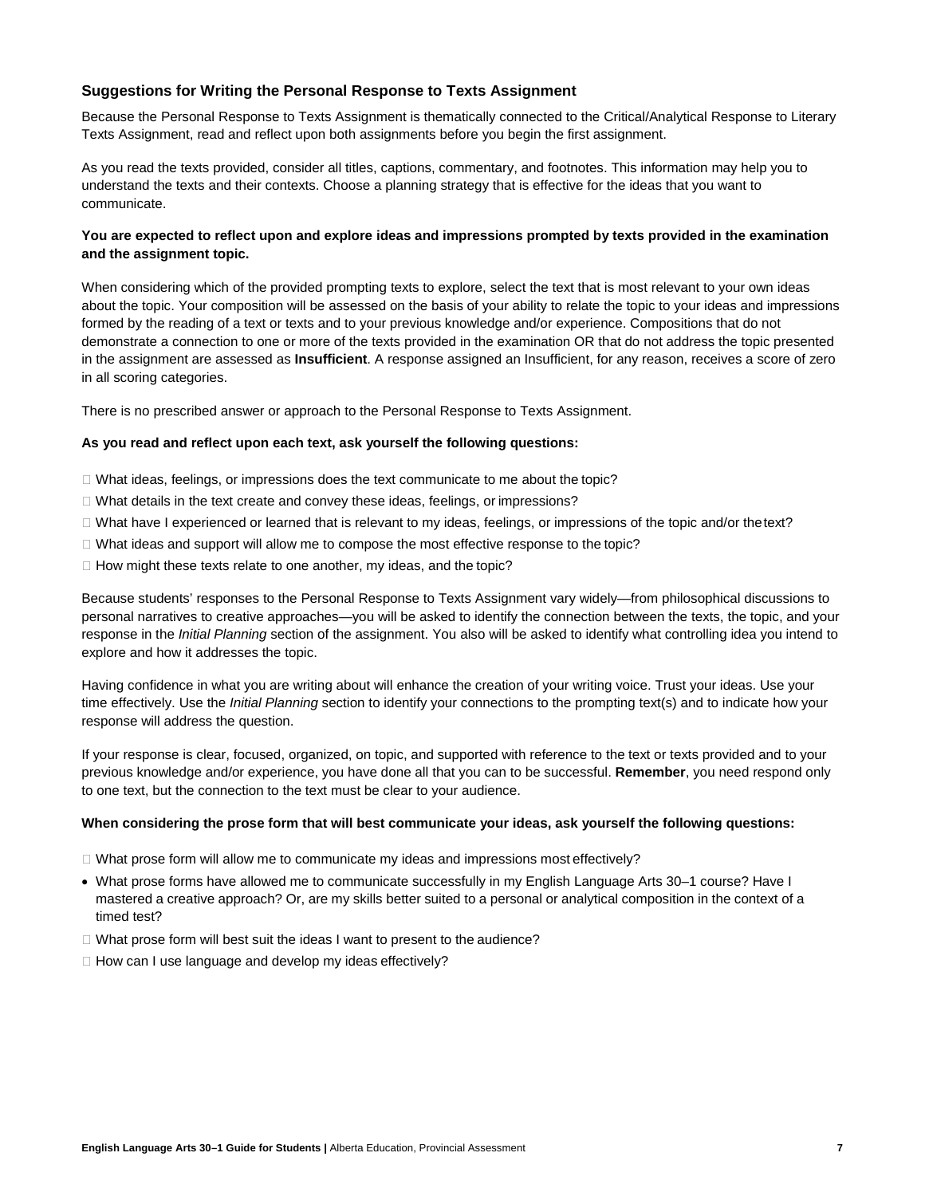### Suggestions for Writing the Personal Response to Texts Assignment

Because the Personal Response to Texts Assignment is thematically connected to the Critical/Analytical Response to Literary Texts Assignment, read and reflect upon both assignments before you begin the first assignment.

As you read the texts provided, consider all titles, captions, commentary, and footnotes. This information may help you to understand the texts and their contexts. Choose a planning strategy that is effective for the ideas that you want to communicate.

**You are expected to reflect upon and explore ideas and impressions prompted by texts provided in the examination and the assignment topic.**

When considering which of the provided prompting texts to explore, select the text that is most relevant to your own ideas about the topic. Your composition will be assessed on the basis of your ability to relate the topic to your ideas and impressions formed by the reading of a text or texts and to your previous knowledge and/or experience. Compositions that do not demonstrate a connection to one or more of the texts provided in the examination OR that do not address the topic presented in the assignment are assessed as **Insufficient**. A response assigned an Insufficient, for any reason, receives a score of zero in all scoring categories.

There is no prescribed answer or approach to the Personal Response to Texts Assignment.

**As you read and reflect upon each text, ask yourself the following questions:**

- What ideas, feelings, or impressions does the text communicate to me about the topic?
- What details in the text create and convey these ideas, feelings, or impressions?
- What have I experienced or learned that is relevant to my ideas, feelings, or impressions of the topic and/or the text?
- What ideas and support will allow me to compose the most effective response to the topic?
- How might these texts relate to one another, my ideas, and the topic?

Because students' responses to the Personal Response to Texts Assignment vary widely—from philosophical discussions to personal narratives to creative approaches—you will be asked to identify the connection between the texts, the topic, and your response in the *Initial Planning* section of the assignment. You also will be asked to identify what controlling idea you intend to explore and how it addresses the topic.

Having confidence in what you are writing about will enhance the creation of your writing voice. Trust your ideas. Use your time effectively. Use the *Initial Planning* section to identify your connections to the prompting text(s) and to indicate how your response will address the question.

If your response is clear, focused, organized, on topic, and supported with reference to the text or texts provided and to your previous knowledge and/or experience, you have done all that you can to be successful. **Remember**, you need respond only to one text, but the connection to the text must be clear to your audience.

**When considering the prose form that will best communicate your ideas, ask yourself the following questions:**

- What prose form will allow me to communicate my ideas and impressions most effectively?
- What prose forms have allowed me to communicate successfully in my English Language Arts 30–1 course? Have I mastered a creative approach? Or, are my skills better suited to a personal or analytical composition in the context of a timed test?
- What prose form will best suit the ideas I want to present to the audience?
- How can I use language and develop my ideas effectively?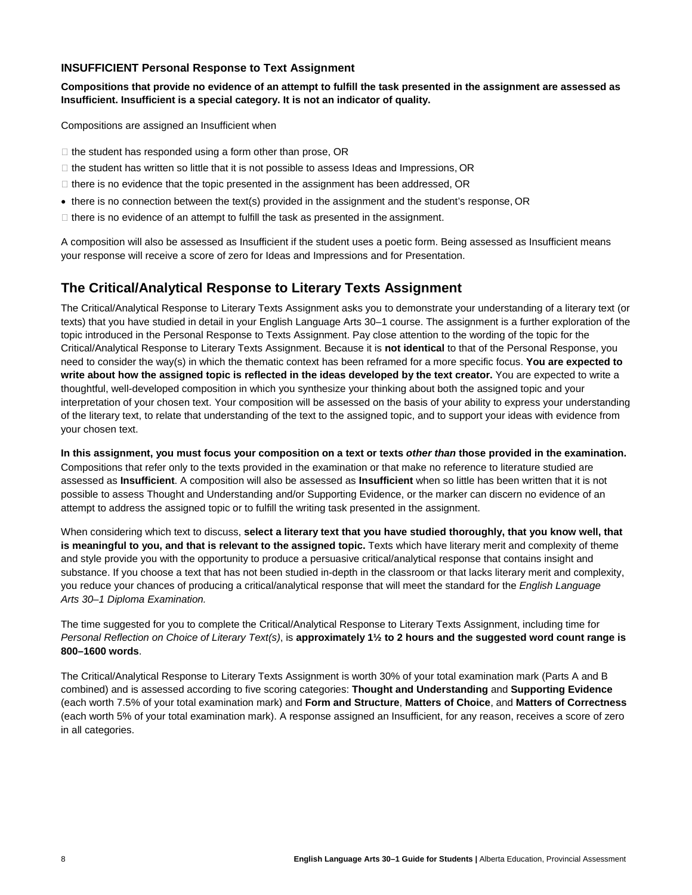### INSUFFICIENT Personal Response to Text Assignment

**Compositions that provide no evidence of an attempt to fulfill the task presented in the assignment are assessed as Insufficient. Insufficient is a special category. It is not an indicator of quality.**

Compositions are assigned an Insufficient when

- the student has responded using a form other than prose, OR
- the student has written so little that it is not possible to assess Ideas and Impressions, OR
- there is no evidence that the topic presented in the assignment has been addressed, OR
- there is no connection between the text(s) provided in the assignment and the student's response, OR
- there is no evidence of an attempt to fulfill the task as presented in the assignment.

A composition will also be assessed as Insufficient if the student uses a poetic form. Being assessed as Insufficient means your response will receive a score of zero for Ideas and Impressions and for Presentation.

## The Critical/Analytical Response to Literary Texts Assignment

The Critical/Analytical Response to Literary Texts Assignment asks you to demonstrate your understanding of a literary text (or texts) that you have studied in detail in your English Language Arts 30–1 course. The assignment is a further exploration of the topic introduced in the Personal Response to Texts Assignment. Pay close attention to the wording of the topic for the Critical/Analytical Response to Literary Texts Assignment. Because it is **not identical** to that of the Personal Response, you need to consider the way(s) in which the thematic context has been reframed for a more specific focus. **You are expected to write about how the assigned topic is reflected in the ideas developed by the text creator.** You are expected to write a thoughtful, well-developed composition in which you synthesize your thinking about both the assigned topic and your interpretation of your chosen text. Your composition will be assessed on the basis of your ability to express your understanding of the literary text, to relate that understanding of the text to the assigned topic, and to support your ideas with evidence from your chosen text.

**In this assignment, you must focus your composition on a text or texts *other than* those provided in the examination.** Compositions that refer only to the texts provided in the examination or that make no reference to literature studied are assessed as **Insufficient**. A composition will also be assessed as **Insufficient** when so little has been written that it is not possible to assess Thought and Understanding and/or Supporting Evidence, or the marker can discern no evidence of an attempt to address the assigned topic or to fulfill the writing task presented in the assignment.

When considering which text to discuss, **select a literary text that you have studied thoroughly, that you know well, that is meaningful to you, and that is relevant to the assigned topic.** Texts which have literary merit and complexity of theme and style provide you with the opportunity to produce a persuasive critical/analytical response that contains insight and substance. If you choose a text that has not been studied in-depth in the classroom or that lacks literary merit and complexity, you reduce your chances of producing a critical/analytical response that will meet the standard for the *English Language Arts 30–1 Diploma Examination.*

The time suggested for you to complete the Critical/Analytical Response to Literary Texts Assignment, including time for *Personal Reflection on Choice of Literary Text(s)*, is **approximately 1½ to 2 hours and the suggested word count range is 800–1600 words**.

The Critical/Analytical Response to Literary Texts Assignment is worth 30% of your total examination mark (Parts A and B combined) and is assessed according to five scoring categories: **Thought and Understanding** and **Supporting Evidence** (each worth 7.5% of your total examination mark) and **Form and Structure**, **Matters of Choice**, and **Matters of Correctness** (each worth 5% of your total examination mark). A response assigned an Insufficient, for any reason, receives a score of zero in all categories.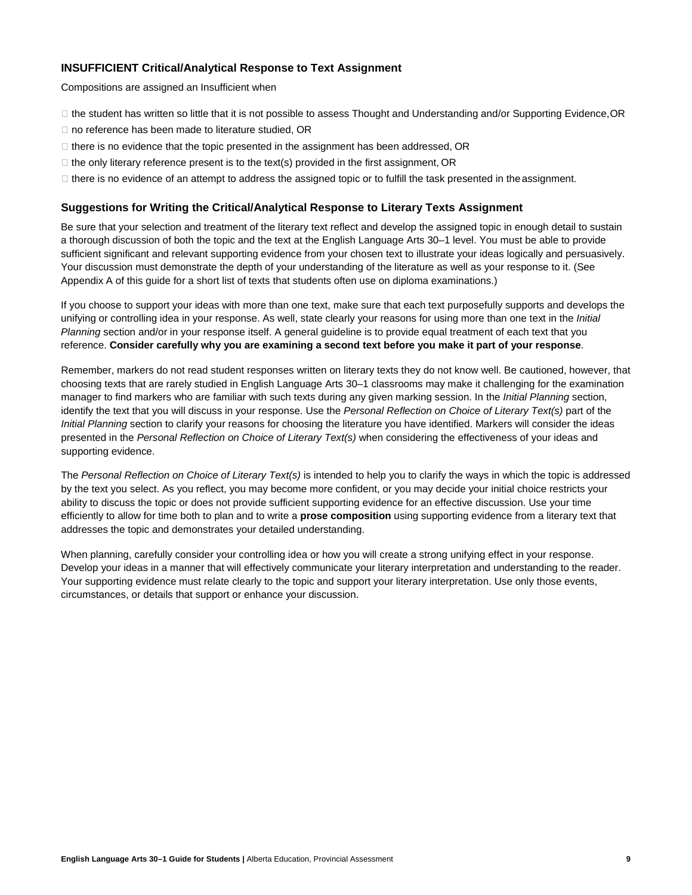### INSUFFICIENT Critical/Analytical Response to Text Assignment

Compositions are assigned an Insufficient when

- the student has written so little that it is not possible to assess Thought and Understanding and/or Supporting Evidence, OR
- no reference has been made to literature studied, OR
- there is no evidence that the topic presented in the assignment has been addressed, OR
- the only literary reference present is to the text(s) provided in the first assignment, OR
- there is no evidence of an attempt to address the assigned topic or to fulfill the task presented in the assignment.

### Suggestions for Writing the Critical/Analytical Response to Literary Texts Assignment

Be sure that your selection and treatment of the literary text reflect and develop the assigned topic in enough detail to sustain a thorough discussion of both the topic and the text at the English Language Arts 30–1 level. You must be able to provide sufficient significant and relevant supporting evidence from your chosen text to illustrate your ideas logically and persuasively. Your discussion must demonstrate the depth of your understanding of the literature as well as your response to it. (See Appendix A of this guide for a short list of texts that students often use on diploma examinations.)

If you choose to support your ideas with more than one text, make sure that each text purposefully supports and develops the unifying or controlling idea in your response. As well, state clearly your reasons for using more than one text in the *Initial Planning* section and/or in your response itself. A general guideline is to provide equal treatment of each text that you reference. **Consider carefully why you are examining a second text before you make it part of your response**.

Remember, markers do not read student responses written on literary texts they do not know well. Be cautioned, however, that choosing texts that are rarely studied in English Language Arts 30–1 classrooms may make it challenging for the examination manager to find markers who are familiar with such texts during any given marking session. In the *Initial Planning* section, identify the text that you will discuss in your response. Use the *Personal Reflection on Choice of Literary Text(s)* part of the *Initial Planning* section to clarify your reasons for choosing the literature you have identified. Markers will consider the ideas presented in the *Personal Reflection on Choice of Literary Text(s)* when considering the effectiveness of your ideas and supporting evidence.

The *Personal Reflection on Choice of Literary Text(s)* is intended to help you to clarify the ways in which the topic is addressed by the text you select. As you reflect, you may become more confident, or you may decide your initial choice restricts your ability to discuss the topic or does not provide sufficient supporting evidence for an effective discussion. Use your time efficiently to allow for time both to plan and to write a **prose composition** using supporting evidence from a literary text that addresses the topic and demonstrates your detailed understanding.

When planning, carefully consider your controlling idea or how you will create a strong unifying effect in your response. Develop your ideas in a manner that will effectively communicate your literary interpretation and understanding to the reader. Your supporting evidence must relate clearly to the topic and support your literary interpretation. Use only those events, circumstances, or details that support or enhance your discussion.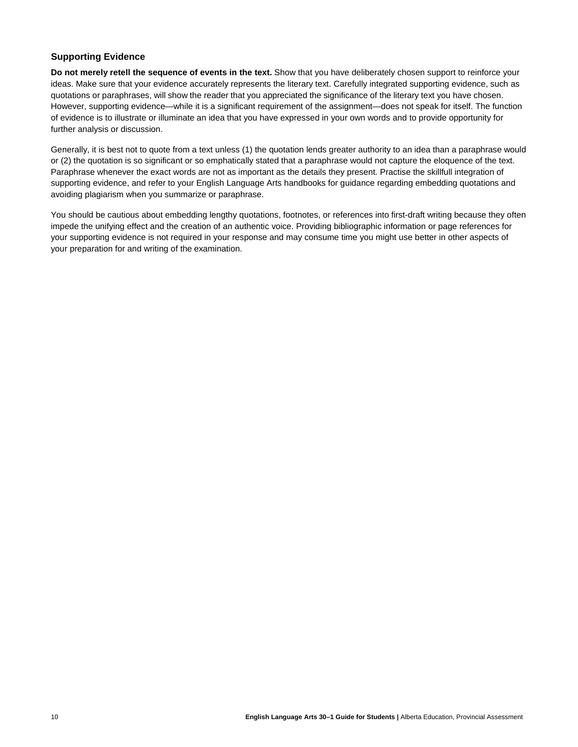### Supporting Evidence

**Do not merely retell the sequence of events in the text.** Show that you have deliberately chosen support to reinforce your ideas. Make sure that your evidence accurately represents the literary text. Carefully integrated supporting evidence, such as quotations or paraphrases, will show the reader that you appreciated the significance of the literary text you have chosen. However, supporting evidence—while it is a significant requirement of the assignment—does not speak for itself. The function of evidence is to illustrate or illuminate an idea that you have expressed in your own words and to provide opportunity for further analysis or discussion.

Generally, it is best not to quote from a text unless (1) the quotation lends greater authority to an idea than a paraphrase would or (2) the quotation is so significant or so emphatically stated that a paraphrase would not capture the eloquence of the text. Paraphrase whenever the exact words are not as important as the details they present. Practise the skillfull integration of supporting evidence, and refer to your English Language Arts handbooks for guidance regarding embedding quotations and avoiding plagiarism when you summarize or paraphrase.

You should be cautious about embedding lengthy quotations, footnotes, or references into first-draft writing because they often impede the unifying effect and the creation of an authentic voice. Providing bibliographic information or page references for your supporting evidence is not required in your response and may consume time you might use better in other aspects of your preparation for and writing of the examination.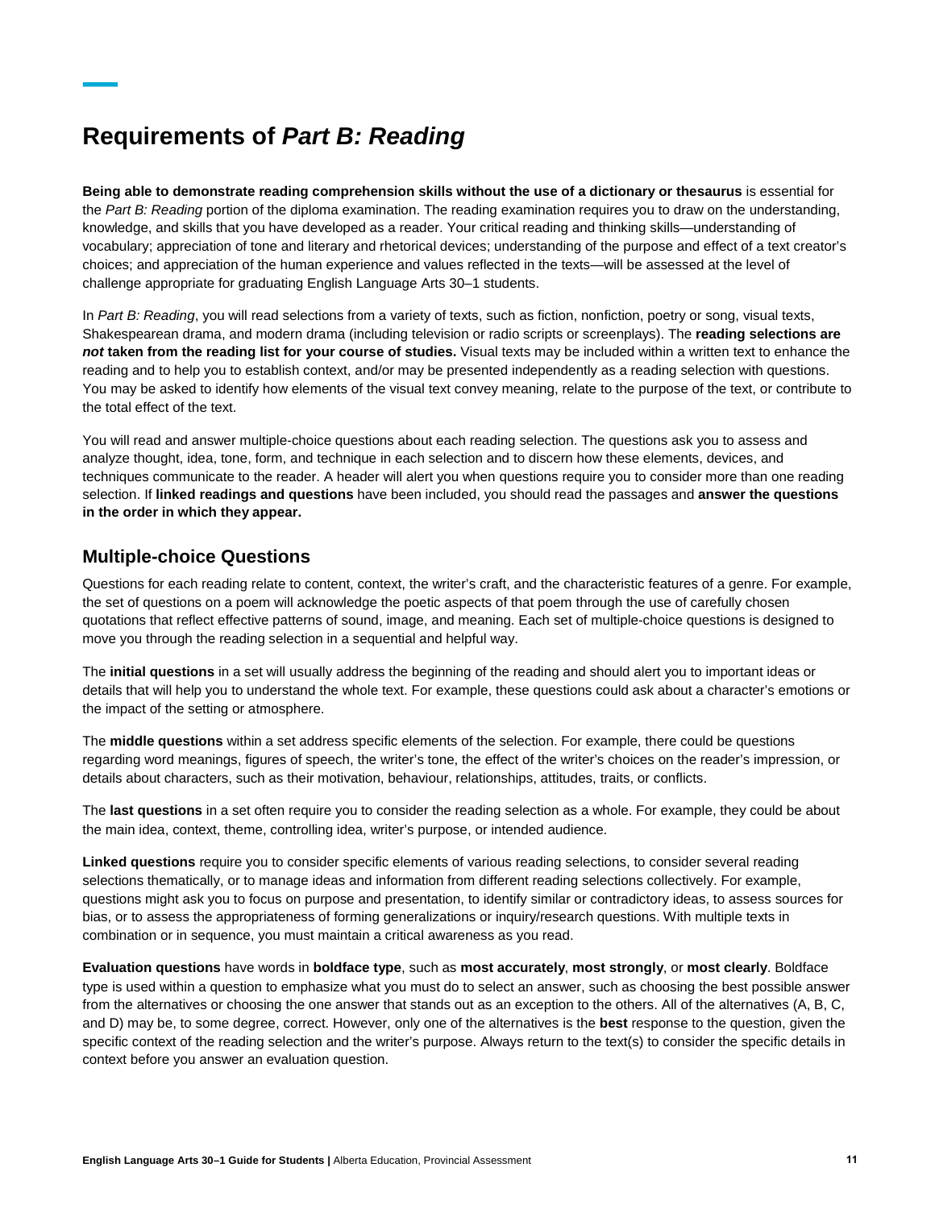# Requirements of *Part B: Reading*

**Being able to demonstrate reading comprehension skills without the use of a dictionary or thesaurus** is essential for the *Part B: Reading* portion of the diploma examination. The reading examination requires you to draw on the understanding, knowledge, and skills that you have developed as a reader. Your critical reading and thinking skills—understanding of vocabulary; appreciation of tone and literary and rhetorical devices; understanding of the purpose and effect of a text creator's choices; and appreciation of the human experience and values reflected in the texts—will be assessed at the level of challenge appropriate for graduating English Language Arts 30–1 students.

In *Part B: Reading*, you will read selections from a variety of texts, such as fiction, nonfiction, poetry or song, visual texts, Shakespearean drama, and modern drama (including television or radio scripts or screenplays). The **reading selections are *not* taken from the reading list for your course of studies.** Visual texts may be included within a written text to enhance the reading and to help you to establish context, and/or may be presented independently as a reading selection with questions. You may be asked to identify how elements of the visual text convey meaning, relate to the purpose of the text, or contribute to the total effect of the text.

You will read and answer multiple-choice questions about each reading selection. The questions ask you to assess and analyze thought, idea, tone, form, and technique in each selection and to discern how these elements, devices, and techniques communicate to the reader. A header will alert you when questions require you to consider more than one reading selection. If **linked readings and questions** have been included, you should read the passages and **answer the questions in the order in which they appear.**

## Multiple-choice Questions

Questions for each reading relate to content, context, the writer's craft, and the characteristic features of a genre. For example, the set of questions on a poem will acknowledge the poetic aspects of that poem through the use of carefully chosen quotations that reflect effective patterns of sound, image, and meaning. Each set of multiple-choice questions is designed to move you through the reading selection in a sequential and helpful way.

The **initial questions** in a set will usually address the beginning of the reading and should alert you to important ideas or details that will help you to understand the whole text. For example, these questions could ask about a character's emotions or the impact of the setting or atmosphere.

The **middle questions** within a set address specific elements of the selection. For example, there could be questions regarding word meanings, figures of speech, the writer's tone, the effect of the writer's choices on the reader's impression, or details about characters, such as their motivation, behaviour, relationships, attitudes, traits, or conflicts.

The **last questions** in a set often require you to consider the reading selection as a whole. For example, they could be about the main idea, context, theme, controlling idea, writer's purpose, or intended audience.

**Linked questions** require you to consider specific elements of various reading selections, to consider several reading selections thematically, or to manage ideas and information from different reading selections collectively. For example, questions might ask you to focus on purpose and presentation, to identify similar or contradictory ideas, to assess sources for bias, or to assess the appropriateness of forming generalizations or inquiry/research questions. With multiple texts in combination or in sequence, you must maintain a critical awareness as you read.

**Evaluation questions** have words in **boldface type**, such as **most accurately**, **most strongly**, or **most clearly**. Boldface type is used within a question to emphasize what you must do to select an answer, such as choosing the best possible answer from the alternatives or choosing the one answer that stands out as an exception to the others. All of the alternatives (A, B, C, and D) may be, to some degree, correct. However, only one of the alternatives is the **best** response to the question, given the specific context of the reading selection and the writer's purpose. Always return to the text(s) to consider the specific details in context before you answer an evaluation question.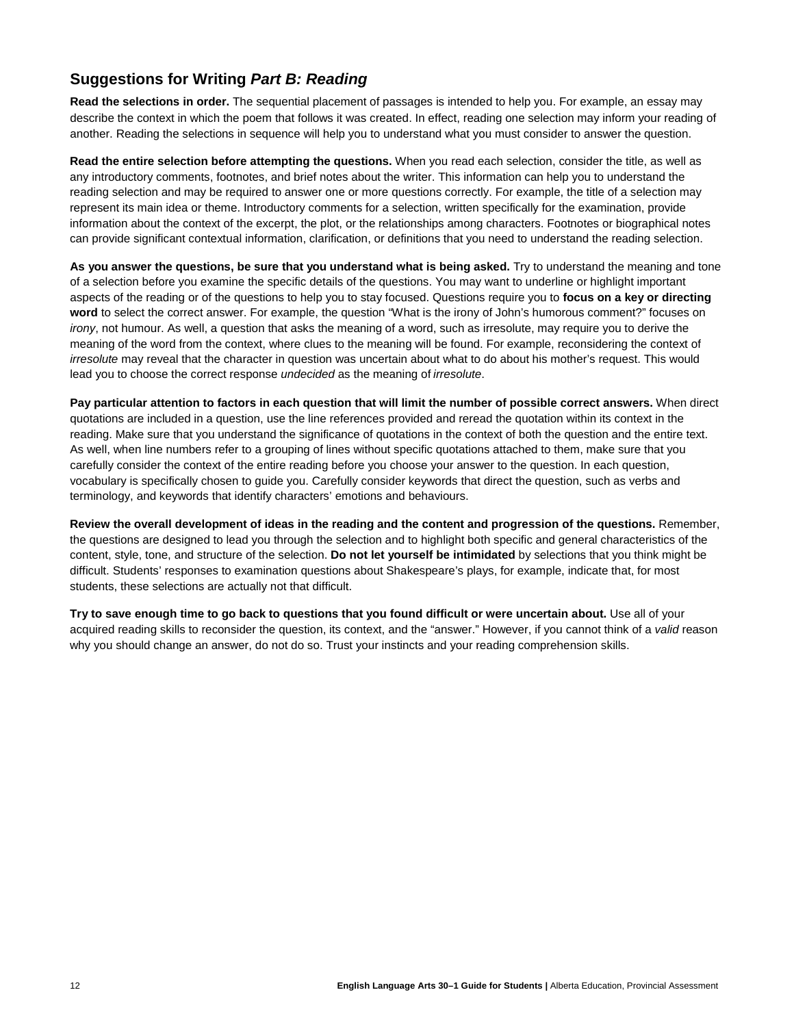## Suggestions for Writing *Part B: Reading*

**Read the selections in order.** The sequential placement of passages is intended to help you. For example, an essay may describe the context in which the poem that follows it was created. In effect, reading one selection may inform your reading of another. Reading the selections in sequence will help you to understand what you must consider to answer the question.

**Read the entire selection before attempting the questions.** When you read each selection, consider the title, as well as any introductory comments, footnotes, and brief notes about the writer. This information can help you to understand the reading selection and may be required to answer one or more questions correctly. For example, the title of a selection may represent its main idea or theme. Introductory comments for a selection, written specifically for the examination, provide information about the context of the excerpt, the plot, or the relationships among characters. Footnotes or biographical notes can provide significant contextual information, clarification, or definitions that you need to understand the reading selection.

**As you answer the questions, be sure that you understand what is being asked.** Try to understand the meaning and tone of a selection before you examine the specific details of the questions. You may want to underline or highlight important aspects of the reading or of the questions to help you to stay focused. Questions require you to **focus on a key or directing word** to select the correct answer. For example, the question "What is the irony of John's humorous comment?" focuses on *irony*, not humour. As well, a question that asks the meaning of a word, such as irresolute, may require you to derive the meaning of the word from the context, where clues to the meaning will be found. For example, reconsidering the context of *irresolute* may reveal that the character in question was uncertain about what to do about his mother's request. This would lead you to choose the correct response *undecided* as the meaning of *irresolute*.

**Pay particular attention to factors in each question that will limit the number of possible correct answers.** When direct quotations are included in a question, use the line references provided and reread the quotation within its context in the reading. Make sure that you understand the significance of quotations in the context of both the question and the entire text. As well, when line numbers refer to a grouping of lines without specific quotations attached to them, make sure that you carefully consider the context of the entire reading before you choose your answer to the question. In each question, vocabulary is specifically chosen to guide you. Carefully consider keywords that direct the question, such as verbs and terminology, and keywords that identify characters' emotions and behaviours.

**Review the overall development of ideas in the reading and the content and progression of the questions.** Remember, the questions are designed to lead you through the selection and to highlight both specific and general characteristics of the content, style, tone, and structure of the selection. **Do not let yourself be intimidated** by selections that you think might be difficult. Students' responses to examination questions about Shakespeare's plays, for example, indicate that, for most students, these selections are actually not that difficult.

**Try to save enough time to go back to questions that you found difficult or were uncertain about.** Use all of your acquired reading skills to reconsider the question, its context, and the "answer." However, if you cannot think of a *valid* reason why you should change an answer, do not do so. Trust your instincts and your reading comprehension skills.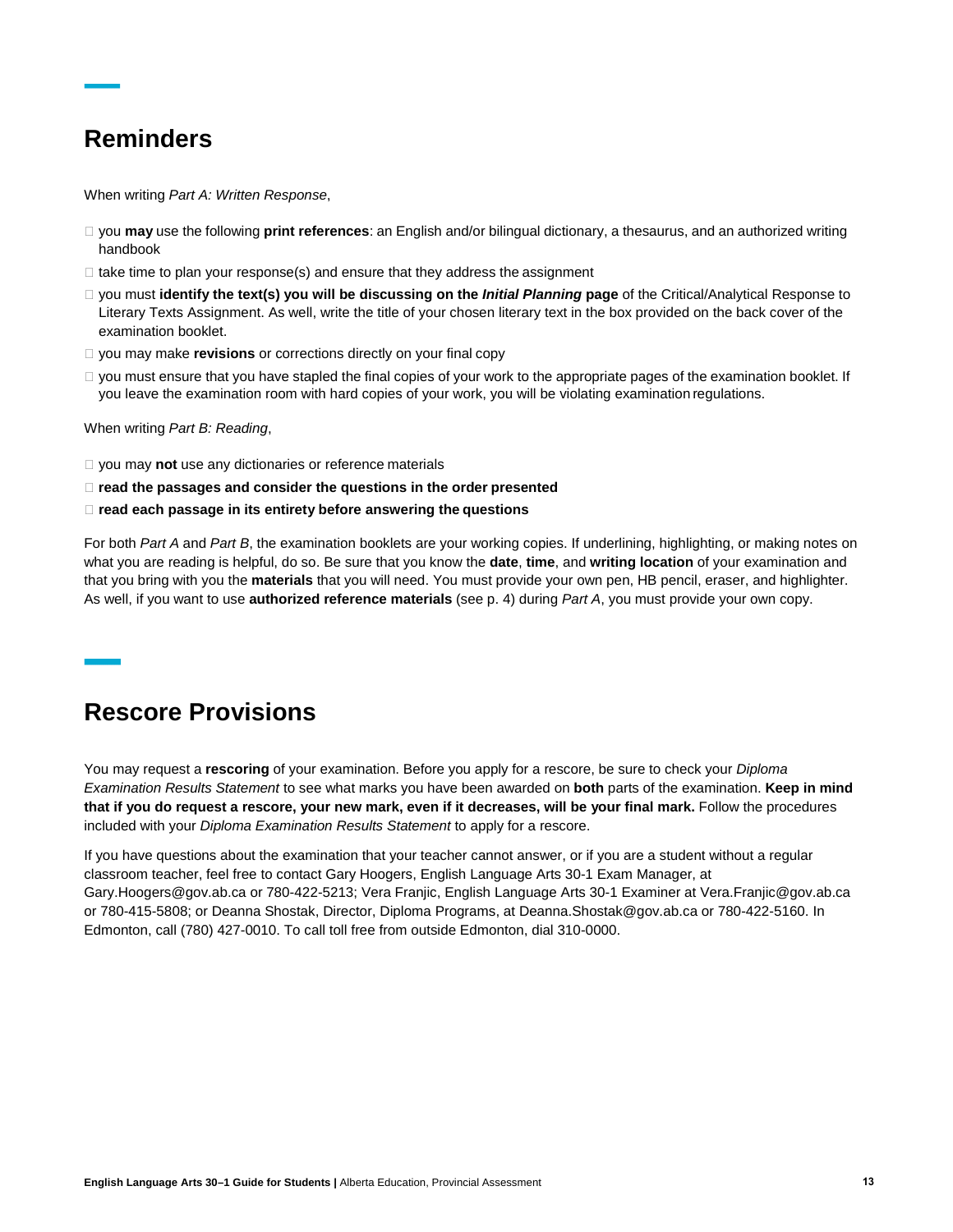## Reminders

When writing *Part A: Written Response*,

- you **may** use the following **print references**: an English and/or bilingual dictionary, a thesaurus, and an authorized writing handbook
- take time to plan your response(s) and ensure that they address the assignment
- you must **identify the text(s) you will be discussing on the *Initial Planning* page** of the Critical/Analytical Response to Literary Texts Assignment. As well, write the title of your chosen literary text in the box provided on the back cover of the examination booklet.
- you may make **revisions** or corrections directly on your final copy
- you must ensure that you have stapled the final copies of your work to the appropriate pages of the examination booklet. If you leave the examination room with hard copies of your work, you will be violating examination regulations.

When writing *Part B: Reading*,

- you may **not** use any dictionaries or reference materials
- **read the passages and consider the questions in the order presented**
- **read each passage in its entirety before answering the questions**

For both *Part A* and *Part B*, the examination booklets are your working copies. If underlining, highlighting, or making notes on what you are reading is helpful, do so. Be sure that you know the **date**, **time**, and **writing location** of your examination and that you bring with you the **materials** that you will need. You must provide your own pen, HB pencil, eraser, and highlighter. As well, if you want to use **authorized reference materials** (see p. 4) during *Part A*, you must provide your own copy.

## Rescore Provisions

You may request a **rescoring** of your examination. Before you apply for a rescore, be sure to check your *Diploma Examination Results Statement* to see what marks you have been awarded on **both** parts of the examination. **Keep in mind that if you do request a rescore, your new mark, even if it decreases, will be your final mark.** Follow the procedures included with your *Diploma Examination Results Statement* to apply for a rescore.

If you have questions about the examination that your teacher cannot answer, or if you are a student without a regular classroom teacher, feel free to contact Gary Hoogers, English Language Arts 30-1 Exam Manager, at Gary.Hoogers@gov.ab.ca or 780-422-5213; Vera Franjic, English Language Arts 30-1 Examiner at Vera.Franjic@gov.ab.ca or 780-415-5808; or Deanna Shostak, Director, Diploma Programs, at Deanna.Shostak@gov.ab.ca or 780-422-5160. In Edmonton, call (780) 427-0010. To call toll free from outside Edmonton, dial 310-0000.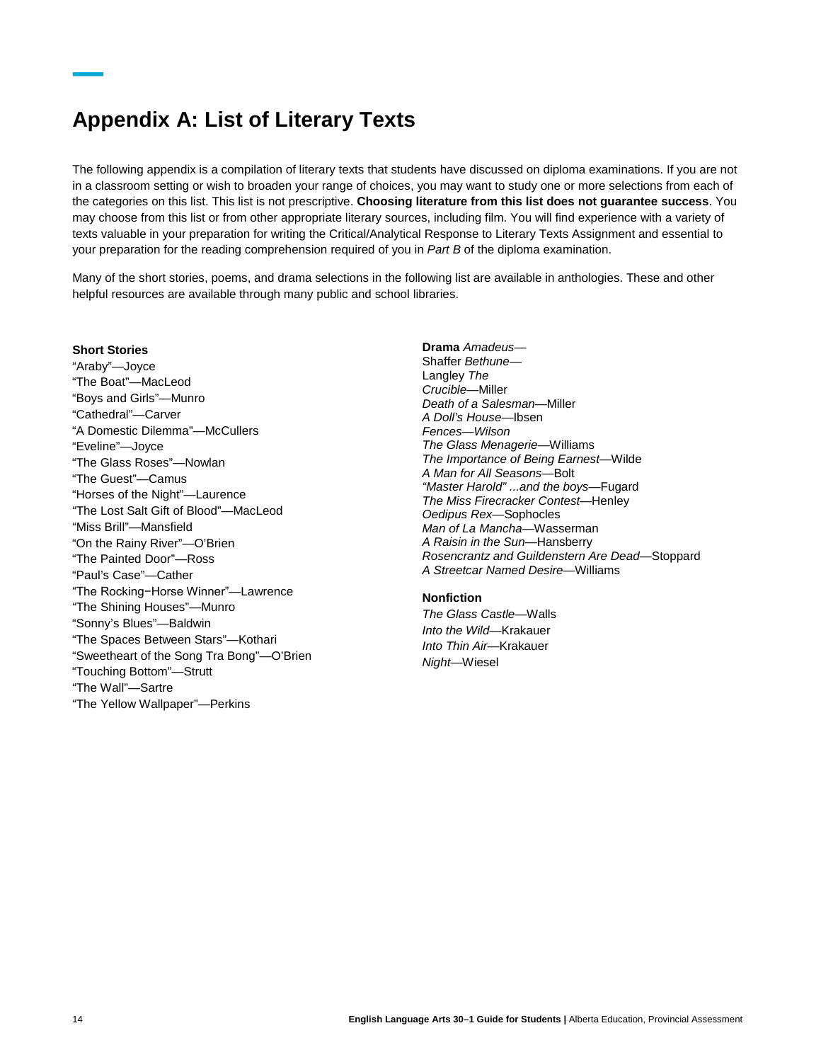# Appendix A: List of Literary Texts

The following appendix is a compilation of literary texts that students have discussed on diploma examinations. If you are not in a classroom setting or wish to broaden your range of choices, you may want to study one or more selections from each of the categories on this list. This list is not prescriptive. **Choosing literature from this list does not guarantee success**. You may choose from this list or from other appropriate literary sources, including film. You will find experience with a variety of texts valuable in your preparation for writing the Critical/Analytical Response to Literary Texts Assignment and essential to your preparation for the reading comprehension required of you in *Part B* of the diploma examination.

Many of the short stories, poems, and drama selections in the following list are available in anthologies. These and other helpful resources are available through many public and school libraries.

**Short Stories**

"Araby"—Joyce
"The Boat"—MacLeod
"Boys and Girls"—Munro
"Cathedral"—Carver
"A Domestic Dilemma"—McCullers
"Eveline"—Joyce
"The Glass Roses"—Nowlan
"The Guest"—Camus
"Horses of the Night"—Laurence
"The Lost Salt Gift of Blood"—MacLeod
"Miss Brill"—Mansfield
"On the Rainy River"—O'Brien
"The Painted Door"—Ross
"Paul's Case"—Cather
"The Rocking−Horse Winner"—Lawrence
"The Shining Houses"—Munro
"Sonny's Blues"—Baldwin
"The Spaces Between Stars"—Kothari
"Sweetheart of the Song Tra Bong"—O'Brien
"Touching Bottom"—Strutt
"The Wall"—Sartre
"The Yellow Wallpaper"—Perkins

**Drama**

*Amadeus*—Shaffer
*Bethune*—Langley
*The Crucible*—Miller
*Death of a Salesman*—Miller
*A Doll's House*—Ibsen
*Fences—Wilson*
*The Glass Menagerie*—Williams
*The Importance of Being Earnest*—Wilde
*A Man for All Seasons*—Bolt
*"Master Harold" ...and the boys*—Fugard
*The Miss Firecracker Contest*—Henley
*Oedipus Rex*—Sophocles
*Man of La Mancha*—Wasserman
*A Raisin in the Sun*—Hansberry
*Rosencrantz and Guildenstern Are Dead*—Stoppard
*A Streetcar Named Desire*—Williams

**Nonfiction**

*The Glass Castle*—Walls
*Into the Wild*—Krakauer
*Into Thin Air*—Krakauer
*Night*—Wiesel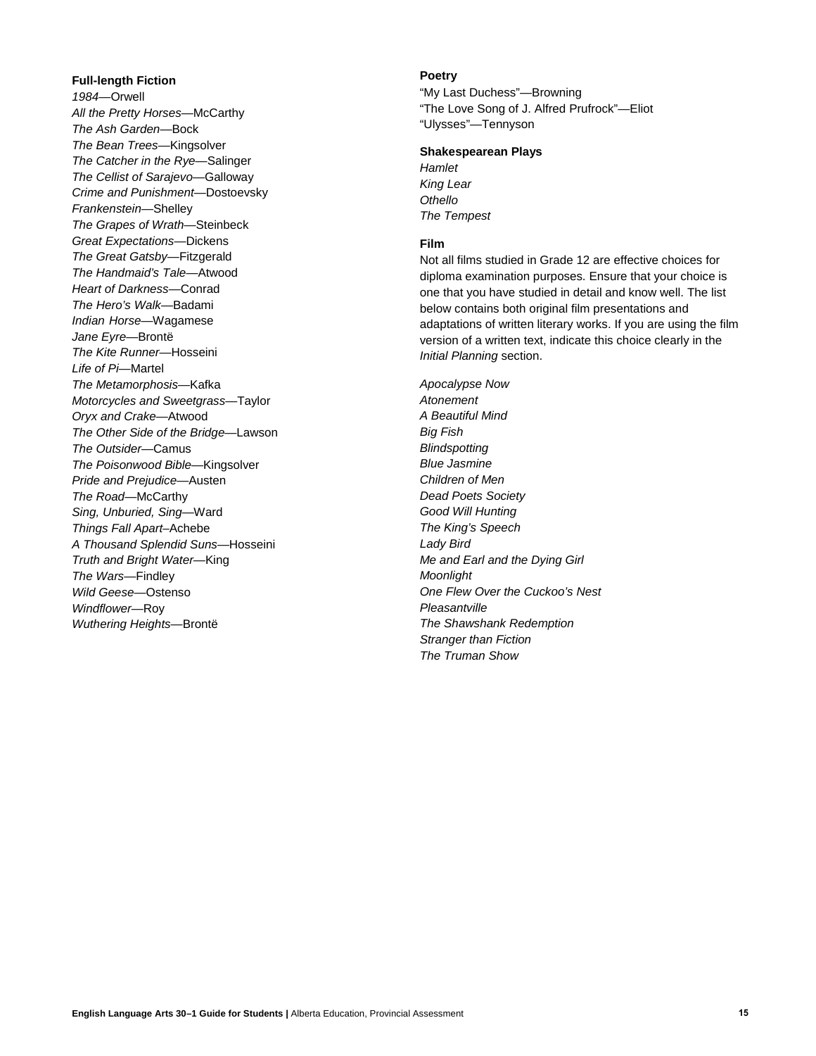**Full-length Fiction**

*1984*—Orwell
*All the Pretty Horses*—McCarthy
*The Ash Garden*—Bock
*The Bean Trees*—Kingsolver
*The Catcher in the Rye*—Salinger
*The Cellist of Sarajevo*—Galloway
*Crime and Punishment*—Dostoevsky
*Frankenstein*—Shelley
*The Grapes of Wrath*—Steinbeck
*Great Expectations*—Dickens
*The Great Gatsby*—Fitzgerald
*The Handmaid's Tale*—Atwood
*Heart of Darkness*—Conrad
*The Hero's Walk*—Badami
*Indian Horse*—Wagamese
*Jane Eyre*—Brontë
*The Kite Runner*—Hosseini
*Life of Pi*—Martel
*The Metamorphosis*—Kafka
*Motorcycles and Sweetgrass*—Taylor
*Oryx and Crake*—Atwood
*The Other Side of the Bridge*—Lawson
*The Outsider*—Camus
*The Poisonwood Bible*—Kingsolver
*Pride and Prejudice*—Austen
*The Road*—McCarthy
*Sing, Unburied, Sing*—Ward
*Things Fall Apart*–Achebe
*A Thousand Splendid Suns*—Hosseini
*Truth and Bright Water*—King
*The Wars*—Findley
*Wild Geese*—Ostenso
*Windflower*—Roy
*Wuthering Heights*—Brontë

**Poetry**

"My Last Duchess"—Browning
"The Love Song of J. Alfred Prufrock"—Eliot
"Ulysses"—Tennyson

**Shakespearean Plays**

*Hamlet*
*King Lear*
*Othello*
*The Tempest*

**Film**

Not all films studied in Grade 12 are effective choices for diploma examination purposes. Ensure that your choice is one that you have studied in detail and know well. The list below contains both original film presentations and adaptations of written literary works. If you are using the film version of a written text, indicate this choice clearly in the *Initial Planning* section.

*Apocalypse Now*
*Atonement*
*A Beautiful Mind*
*Big Fish*
*Blindspotting*
*Blue Jasmine*
*Children of Men*
*Dead Poets Society*
*Good Will Hunting*
*The King's Speech*
*Lady Bird*
*Me and Earl and the Dying Girl*
*Moonlight*
*One Flew Over the Cuckoo's Nest*
*Pleasantville*
*The Shawshank Redemption*
*Stranger than Fiction*
*The Truman Show*